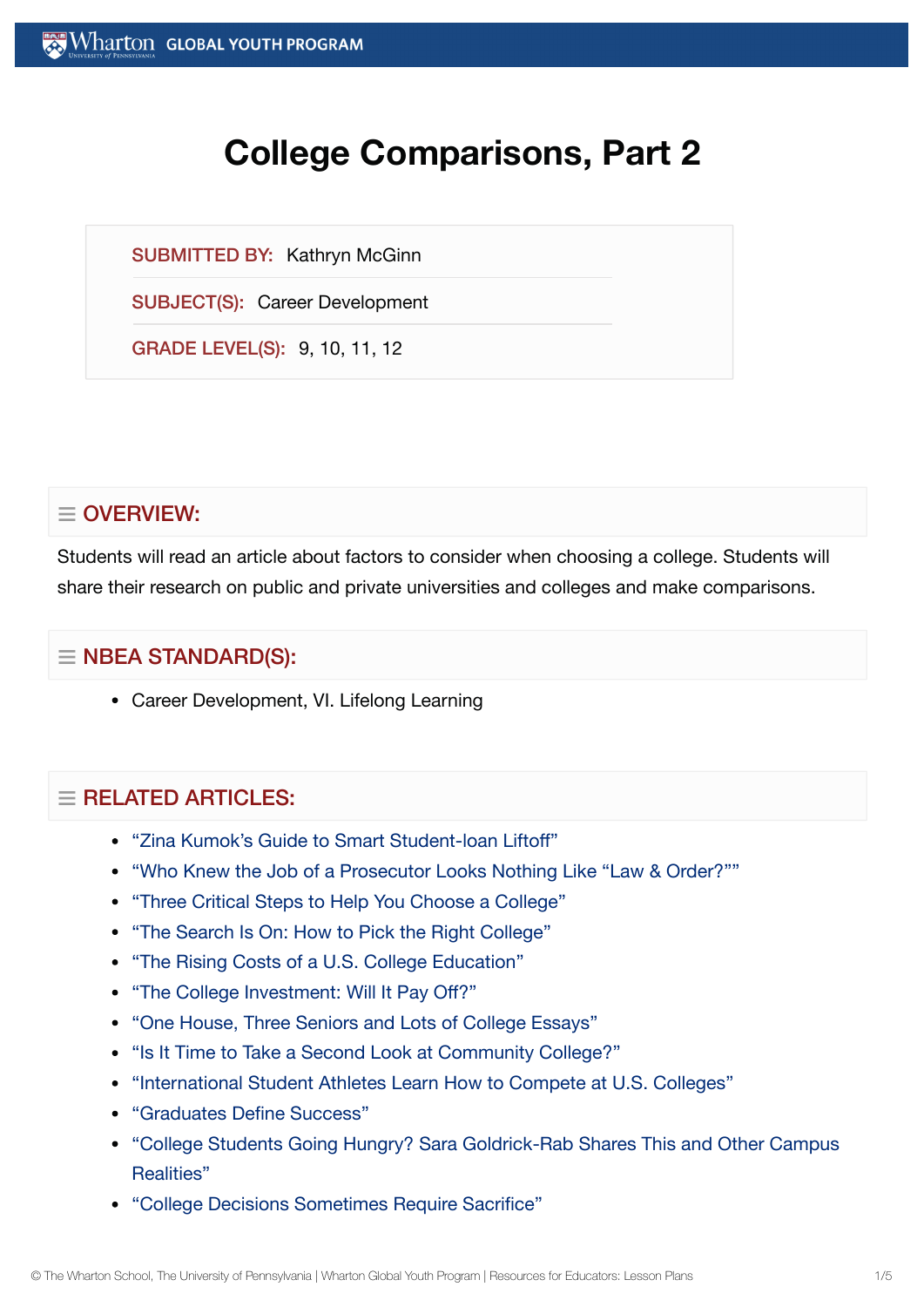# College Comparisons, Part 2

**SUBMITTED BY:** Kathryn McGinn

**SUBJECT(S):** Career Development

**GRADE LEVEL(S):** 9, 10, 11, 12

## OVERVIEW:

Students will read an article about factors to consider when choosing a college. Students will share their research on public and private universities and colleges and make comparisons.

## NBEA STANDARD(S):

- Career Development, VI. Lifelong Learning

## RELATED ARTICLES:

- "Zina Kumok's Guide to Smart Student-loan Liftoff"
- "Who Knew the Job of a Prosecutor Looks Nothing Like "Law & Order?""
- "Three Critical Steps to Help You Choose a College"
- "The Search Is On: How to Pick the Right College"
- "The Rising Costs of a U.S. College Education"
- "The College Investment: Will It Pay Off?"
- "One House, Three Seniors and Lots of College Essays"
- "Is It Time to Take a Second Look at Community College?"
- "International Student Athletes Learn How to Compete at U.S. Colleges"
- "Graduates Define Success"
- "College Students Going Hungry? Sara Goldrick-Rab Shares This and Other Campus Realities"
- "College Decisions Sometimes Require Sacrifice"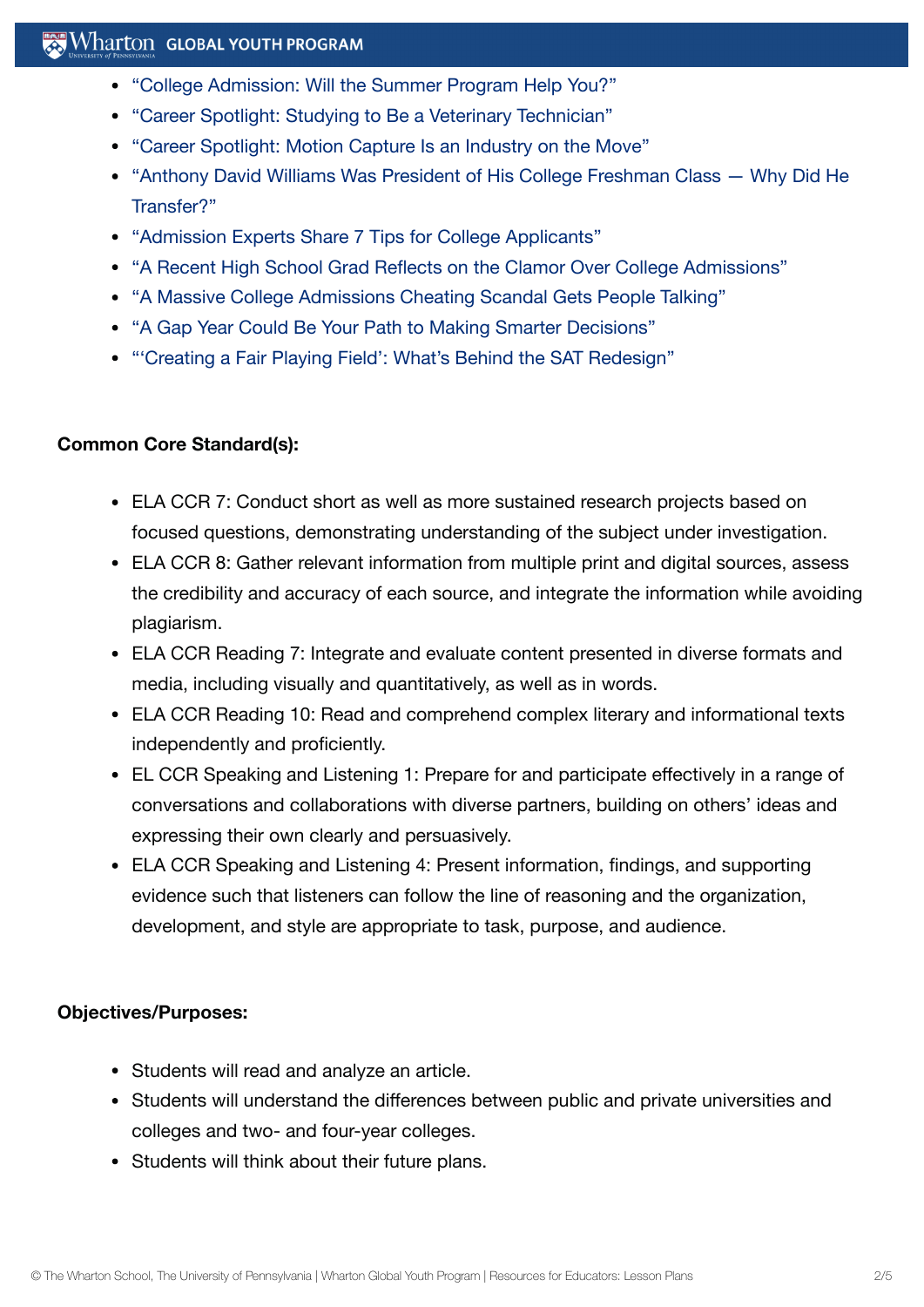- "College Admission: Will the Summer Program Help You?"
- "Career Spotlight: Studying to Be a Veterinary Technician"
- "Career Spotlight: Motion Capture Is an Industry on the Move"
- "Anthony David Williams Was President of His College Freshman Class — Why Did He Transfer?"
- "Admission Experts Share 7 Tips for College Applicants"
- "A Recent High School Grad Reflects on the Clamor Over College Admissions"
- "A Massive College Admissions Cheating Scandal Gets People Talking"
- "A Gap Year Could Be Your Path to Making Smarter Decisions"
- "'Creating a Fair Playing Field': What's Behind the SAT Redesign"

**Common Core Standard(s):**

- ELA CCR 7: Conduct short as well as more sustained research projects based on focused questions, demonstrating understanding of the subject under investigation.
- ELA CCR 8: Gather relevant information from multiple print and digital sources, assess the credibility and accuracy of each source, and integrate the information while avoiding plagiarism.
- ELA CCR Reading 7: Integrate and evaluate content presented in diverse formats and media, including visually and quantitatively, as well as in words.
- ELA CCR Reading 10: Read and comprehend complex literary and informational texts independently and proficiently.
- EL CCR Speaking and Listening 1: Prepare for and participate effectively in a range of conversations and collaborations with diverse partners, building on others' ideas and expressing their own clearly and persuasively.
- ELA CCR Speaking and Listening 4: Present information, findings, and supporting evidence such that listeners can follow the line of reasoning and the organization, development, and style are appropriate to task, purpose, and audience.

**Objectives/Purposes:**

- Students will read and analyze an article.
- Students will understand the differences between public and private universities and colleges and two- and four-year colleges.
- Students will think about their future plans.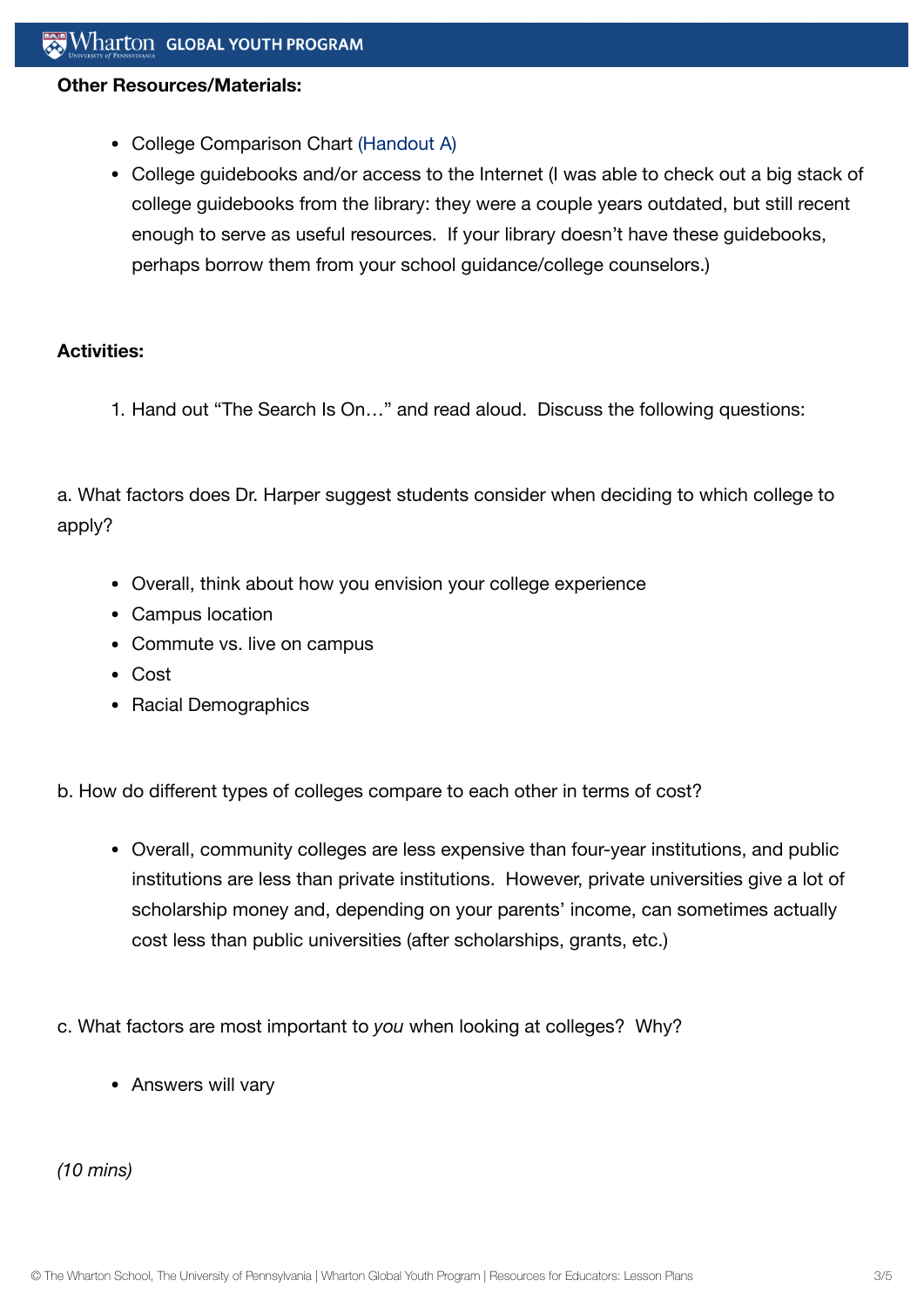**Other Resources/Materials:**

- College Comparison Chart (Handout A)
- College guidebooks and/or access to the Internet (I was able to check out a big stack of college guidebooks from the library: they were a couple years outdated, but still recent enough to serve as useful resources. If your library doesn't have these guidebooks, perhaps borrow them from your school guidance/college counselors.)

**Activities:**

1. Hand out "The Search Is On…" and read aloud. Discuss the following questions:

a. What factors does Dr. Harper suggest students consider when deciding to which college to apply?

- Overall, think about how you envision your college experience
- Campus location
- Commute vs. live on campus
- Cost
- Racial Demographics

b. How do different types of colleges compare to each other in terms of cost?

- Overall, community colleges are less expensive than four-year institutions, and public institutions are less than private institutions. However, private universities give a lot of scholarship money and, depending on your parents' income, can sometimes actually cost less than public universities (after scholarships, grants, etc.)

c. What factors are most important to *you* when looking at colleges? Why?

- Answers will vary

*(10 mins)*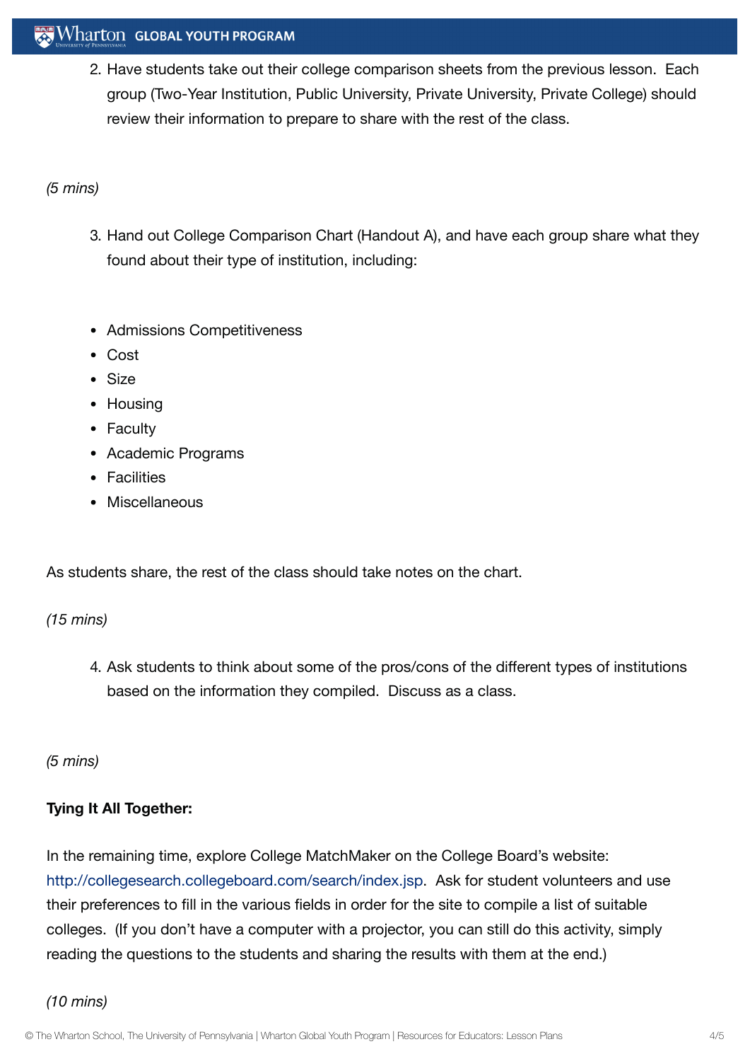2. Have students take out their college comparison sheets from the previous lesson. Each group (Two-Year Institution, Public University, Private University, Private College) should review their information to prepare to share with the rest of the class.

*(5 mins)*

3. Hand out College Comparison Chart (Handout A), and have each group share what they found about their type of institution, including:

- Admissions Competitiveness
- Cost
- Size
- Housing
- Faculty
- Academic Programs
- Facilities
- Miscellaneous

As students share, the rest of the class should take notes on the chart.

*(15 mins)*

4. Ask students to think about some of the pros/cons of the different types of institutions based on the information they compiled. Discuss as a class.

*(5 mins)*

**Tying It All Together:**

In the remaining time, explore College MatchMaker on the College Board's website: http://collegesearch.collegeboard.com/search/index.jsp. Ask for student volunteers and use their preferences to fill in the various fields in order for the site to compile a list of suitable colleges. (If you don't have a computer with a projector, you can still do this activity, simply reading the questions to the students and sharing the results with them at the end.)

*(10 mins)*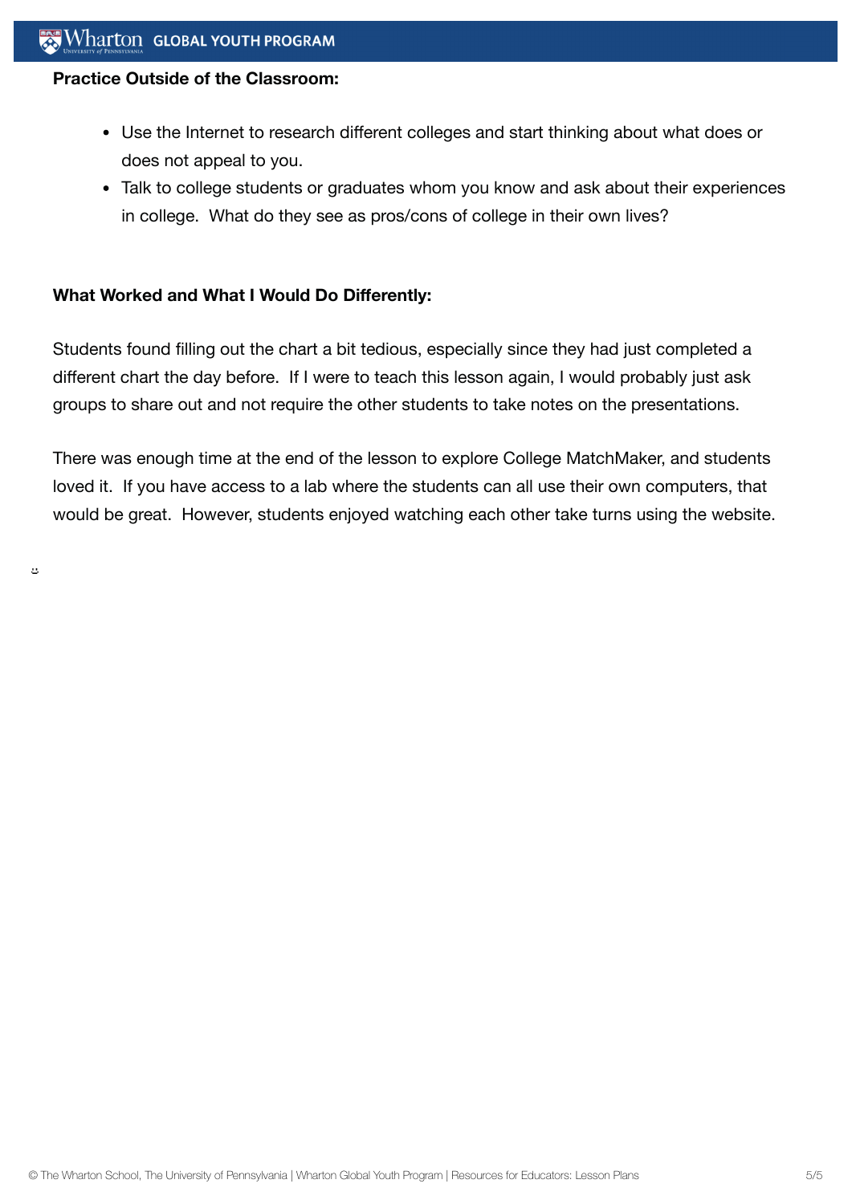**Practice Outside of the Classroom:**

- Use the Internet to research different colleges and start thinking about what does or does not appeal to you.
- Talk to college students or graduates whom you know and ask about their experiences in college. What do they see as pros/cons of college in their own lives?

**What Worked and What I Would Do Differently:**

Students found filling out the chart a bit tedious, especially since they had just completed a different chart the day before. If I were to teach this lesson again, I would probably just ask groups to share out and not require the other students to take notes on the presentations.

There was enough time at the end of the lesson to explore College MatchMaker, and students loved it. If you have access to a lab where the students can all use their own computers, that would be great. However, students enjoyed watching each other take turns using the website.